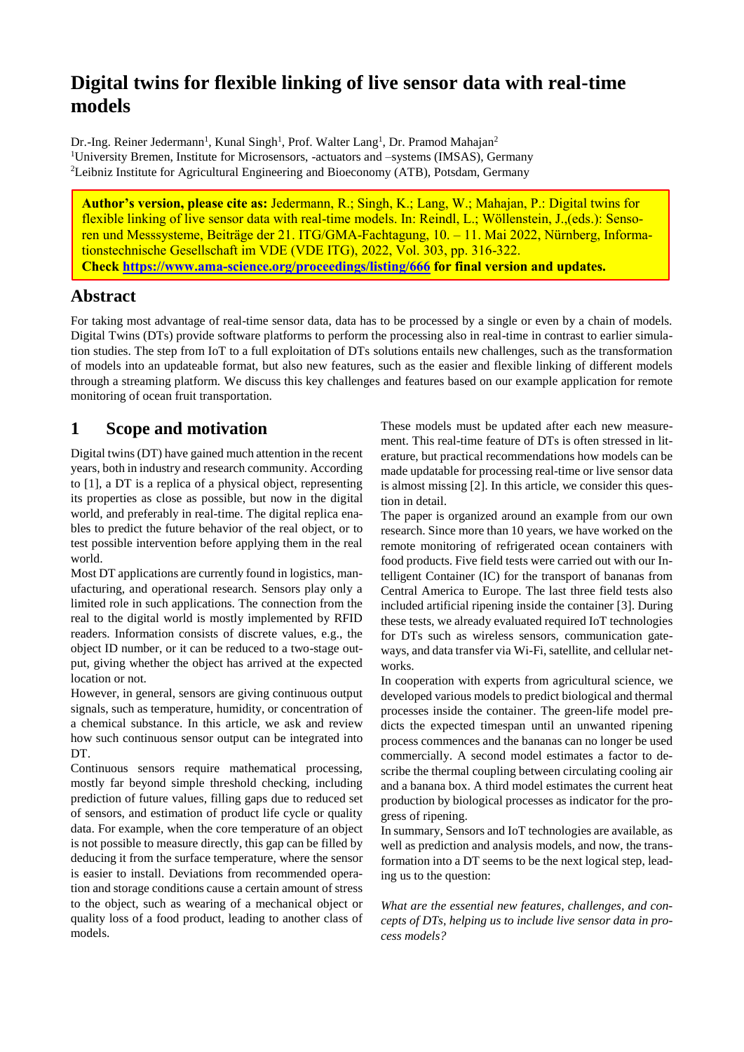# Digital twins for flexible linking of live sensor data with real-time models

Dr.-Ing. Reiner Jedermann[1], Kunal Singh[1], Prof. Walter Lang[1], Dr. Pramod Mahajan[2]
[1]University Bremen, Institute for Microsensors, -actuators and –systems (IMSAS), Germany
[2]Leibniz Institute for Agricultural Engineering and Bioeconomy (ATB), Potsdam, Germany

**Author's version, please cite as:** Jedermann, R.; Singh, K.; Lang, W.; Mahajan, P.: Digital twins for flexible linking of live sensor data with real-time models. In: Reindl, L.; Wöllenstein, J.,(eds.): Sensoren und Messsysteme, Beiträge der 21. ITG/GMA-Fachtagung, 10. – 11. Mai 2022, Nürnberg, Informationstechnische Gesellschaft im VDE (VDE ITG), 2022, Vol. 303, pp. 316-322.
**Check https://www.ama-science.org/proceedings/listing/666 for final version and updates.**

## Abstract

For taking most advantage of real-time sensor data, data has to be processed by a single or even by a chain of models. Digital Twins (DTs) provide software platforms to perform the processing also in real-time in contrast to earlier simulation studies. The step from IoT to a full exploitation of DTs solutions entails new challenges, such as the transformation of models into an updateable format, but also new features, such as the easier and flexible linking of different models through a streaming platform. We discuss this key challenges and features based on our example application for remote monitoring of ocean fruit transportation.

## 1 Scope and motivation

Digital twins (DT) have gained much attention in the recent years, both in industry and research community. According to [1], a DT is a replica of a physical object, representing its properties as close as possible, but now in the digital world, and preferably in real-time. The digital replica enables to predict the future behavior of the real object, or to test possible intervention before applying them in the real world.

Most DT applications are currently found in logistics, manufacturing, and operational research. Sensors play only a limited role in such applications. The connection from the real to the digital world is mostly implemented by RFID readers. Information consists of discrete values, e.g., the object ID number, or it can be reduced to a two-stage output, giving whether the object has arrived at the expected location or not.

However, in general, sensors are giving continuous output signals, such as temperature, humidity, or concentration of a chemical substance. In this article, we ask and review how such continuous sensor output can be integrated into DT.

Continuous sensors require mathematical processing, mostly far beyond simple threshold checking, including prediction of future values, filling gaps due to reduced set of sensors, and estimation of product life cycle or quality data. For example, when the core temperature of an object is not possible to measure directly, this gap can be filled by deducing it from the surface temperature, where the sensor is easier to install. Deviations from recommended operation and storage conditions cause a certain amount of stress to the object, such as wearing of a mechanical object or quality loss of a food product, leading to another class of models.

These models must be updated after each new measurement. This real-time feature of DTs is often stressed in literature, but practical recommendations how models can be made updatable for processing real-time or live sensor data is almost missing [2]. In this article, we consider this question in detail.

The paper is organized around an example from our own research. Since more than 10 years, we have worked on the remote monitoring of refrigerated ocean containers with food products. Five field tests were carried out with our Intelligent Container (IC) for the transport of bananas from Central America to Europe. The last three field tests also included artificial ripening inside the container [3]. During these tests, we already evaluated required IoT technologies for DTs such as wireless sensors, communication gateways, and data transfer via Wi-Fi, satellite, and cellular networks.

In cooperation with experts from agricultural science, we developed various models to predict biological and thermal processes inside the container. The green-life model predicts the expected timespan until an unwanted ripening process commences and the bananas can no longer be used commercially. A second model estimates a factor to describe the thermal coupling between circulating cooling air and a banana box. A third model estimates the current heat production by biological processes as indicator for the progress of ripening.

In summary, Sensors and IoT technologies are available, as well as prediction and analysis models, and now, the transformation into a DT seems to be the next logical step, leading us to the question:

*What are the essential new features, challenges, and concepts of DTs, helping us to include live sensor data in process models?*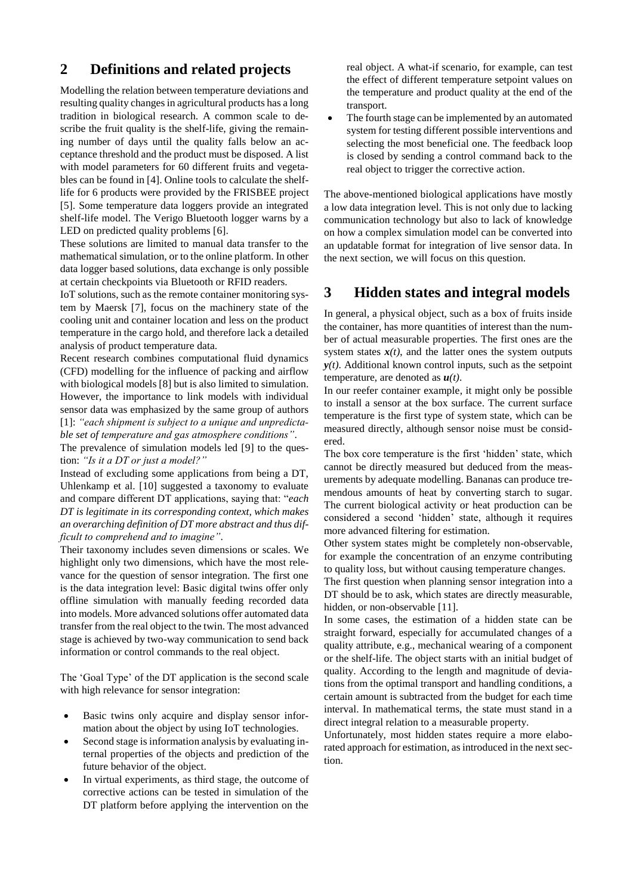## 2 Definitions and related projects

Modelling the relation between temperature deviations and resulting quality changes in agricultural products has a long tradition in biological research. A common scale to describe the fruit quality is the shelf-life, giving the remaining number of days until the quality falls below an acceptance threshold and the product must be disposed. A list with model parameters for 60 different fruits and vegetables can be found in [4]. Online tools to calculate the shelf-life for 6 products were provided by the FRISBEE project [5]. Some temperature data loggers provide an integrated shelf-life model. The Verigo Bluetooth logger warns by a LED on predicted quality problems [6].

These solutions are limited to manual data transfer to the mathematical simulation, or to the online platform. In other data logger based solutions, data exchange is only possible at certain checkpoints via Bluetooth or RFID readers.

IoT solutions, such as the remote container monitoring system by Maersk [7], focus on the machinery state of the cooling unit and container location and less on the product temperature in the cargo hold, and therefore lack a detailed analysis of product temperature data.

Recent research combines computational fluid dynamics (CFD) modelling for the influence of packing and airflow with biological models [8] but is also limited to simulation. However, the importance to link models with individual sensor data was emphasized by the same group of authors [1]: *"each shipment is subject to a unique and unpredictable set of temperature and gas atmosphere conditions"*.

The prevalence of simulation models led [9] to the question: *"Is it a DT or just a model?"*

Instead of excluding some applications from being a DT, Uhlenkamp et al. [10] suggested a taxonomy to evaluate and compare different DT applications, saying that: "*each DT is legitimate in its corresponding context, which makes an overarching definition of DT more abstract and thus difficult to comprehend and to imagine"*.

Their taxonomy includes seven dimensions or scales. We highlight only two dimensions, which have the most relevance for the question of sensor integration. The first one is the data integration level: Basic digital twins offer only offline simulation with manually feeding recorded data into models. More advanced solutions offer automated data transfer from the real object to the twin. The most advanced stage is achieved by two-way communication to send back information or control commands to the real object.

The 'Goal Type' of the DT application is the second scale with high relevance for sensor integration:

- Basic twins only acquire and display sensor information about the object by using IoT technologies.
- Second stage is information analysis by evaluating internal properties of the objects and prediction of the future behavior of the object.
- In virtual experiments, as third stage, the outcome of corrective actions can be tested in simulation of the DT platform before applying the intervention on the real object. A what-if scenario, for example, can test the effect of different temperature setpoint values on the temperature and product quality at the end of the transport.
- The fourth stage can be implemented by an automated system for testing different possible interventions and selecting the most beneficial one. The feedback loop is closed by sending a control command back to the real object to trigger the corrective action.

The above-mentioned biological applications have mostly a low data integration level. This is not only due to lacking communication technology but also to lack of knowledge on how a complex simulation model can be converted into an updatable format for integration of live sensor data. In the next section, we will focus on this question.

## 3 Hidden states and integral models

In general, a physical object, such as a box of fruits inside the container, has more quantities of interest than the number of actual measurable properties. The first ones are the system states $\boldsymbol{x}(t)$, and the latter ones the system outputs $\boldsymbol{y}(t)$. Additional known control inputs, such as the setpoint temperature, are denoted as $\boldsymbol{u}(t)$.

In our reefer container example, it might only be possible to install a sensor at the box surface. The current surface temperature is the first type of system state, which can be measured directly, although sensor noise must be considered.

The box core temperature is the first 'hidden' state, which cannot be directly measured but deduced from the measurements by adequate modelling. Bananas can produce tremendous amounts of heat by converting starch to sugar. The current biological activity or heat production can be considered a second 'hidden' state, although it requires more advanced filtering for estimation.

Other system states might be completely non-observable, for example the concentration of an enzyme contributing to quality loss, but without causing temperature changes.

The first question when planning sensor integration into a DT should be to ask, which states are directly measurable, hidden, or non-observable [11].

In some cases, the estimation of a hidden state can be straight forward, especially for accumulated changes of a quality attribute, e.g., mechanical wearing of a component or the shelf-life. The object starts with an initial budget of quality. According to the length and magnitude of deviations from the optimal transport and handling conditions, a certain amount is subtracted from the budget for each time interval. In mathematical terms, the state must stand in a direct integral relation to a measurable property.

Unfortunately, most hidden states require a more elaborated approach for estimation, as introduced in the next section.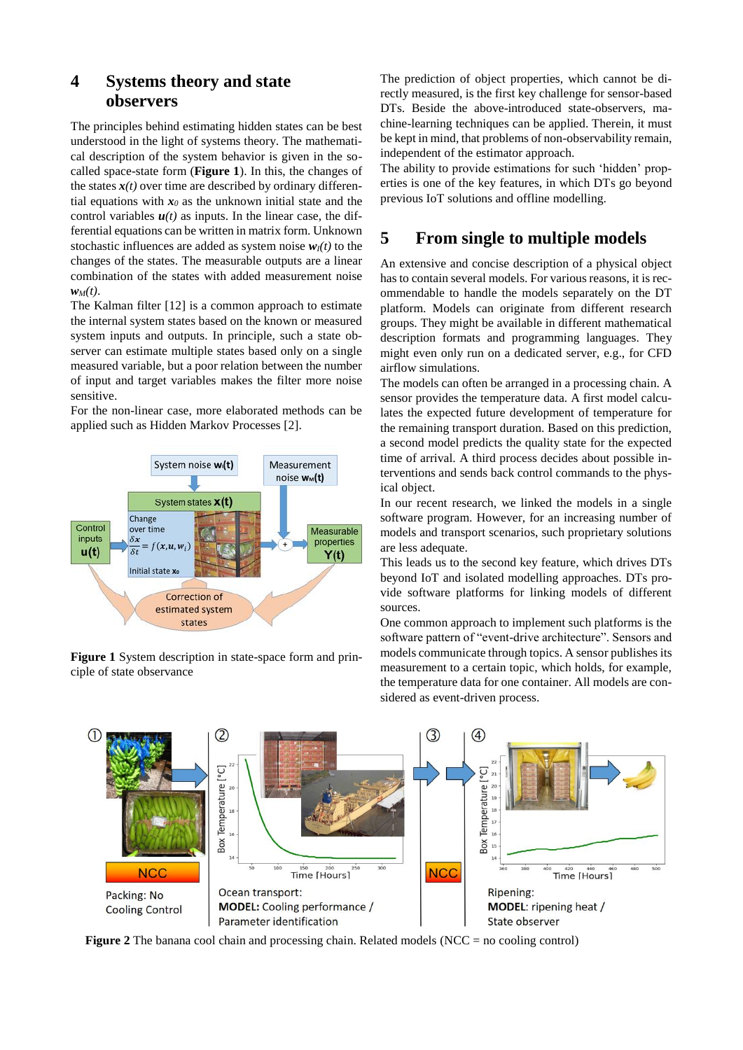## 4 Systems theory and state observers

The principles behind estimating hidden states can be best understood in the light of systems theory. The mathematical description of the system behavior is given in the so-called space-state form (**Figure 1**). In this, the changes of the states $\boldsymbol{x}(t)$ over time are described by ordinary differential equations with $\boldsymbol{x}_0$ as the unknown initial state and the control variables $\boldsymbol{u}(t)$ as inputs. In the linear case, the differential equations can be written in matrix form. Unknown stochastic influences are added as system noise $\boldsymbol{w}_I(t)$ to the changes of the states. The measurable outputs are a linear combination of the states with added measurement noise $\boldsymbol{w}_M(t)$.

The Kalman filter [12] is a common approach to estimate the internal system states based on the known or measured system inputs and outputs. In principle, such a state observer can estimate multiple states based only on a single measured variable, but a poor relation between the number of input and target variables makes the filter more noise sensitive.

For the non-linear case, more elaborated methods can be applied such as Hidden Markov Processes [2].

**Figure 1** System description in state-space form and principle of state observance

The prediction of object properties, which cannot be directly measured, is the first key challenge for sensor-based DTs. Beside the above-introduced state-observers, machine-learning techniques can be applied. Therein, it must be kept in mind, that problems of non-observability remain, independent of the estimator approach.

The ability to provide estimations for such 'hidden' properties is one of the key features, in which DTs go beyond previous IoT solutions and offline modelling.

## 5 From single to multiple models

An extensive and concise description of a physical object has to contain several models. For various reasons, it is recommendable to handle the models separately on the DT platform. Models can originate from different research groups. They might be available in different mathematical description formats and programming languages. They might even only run on a dedicated server, e.g., for CFD airflow simulations.

The models can often be arranged in a processing chain. A sensor provides the temperature data. A first model calculates the expected future development of temperature for the remaining transport duration. Based on this prediction, a second model predicts the quality state for the expected time of arrival. A third process decides about possible interventions and sends back control commands to the physical object.

In our recent research, we linked the models in a single software program. However, for an increasing number of models and transport scenarios, such proprietary solutions are less adequate.

This leads us to the second key feature, which drives DTs beyond IoT and isolated modelling approaches. DTs provide software platforms for linking models of different sources.

One common approach to implement such platforms is the software pattern of "event-drive architecture". Sensors and models communicate through topics. A sensor publishes its measurement to a certain topic, which holds, for example, the temperature data for one container. All models are considered as event-driven process.

**Figure 2** The banana cool chain and processing chain. Related models (NCC = no cooling control)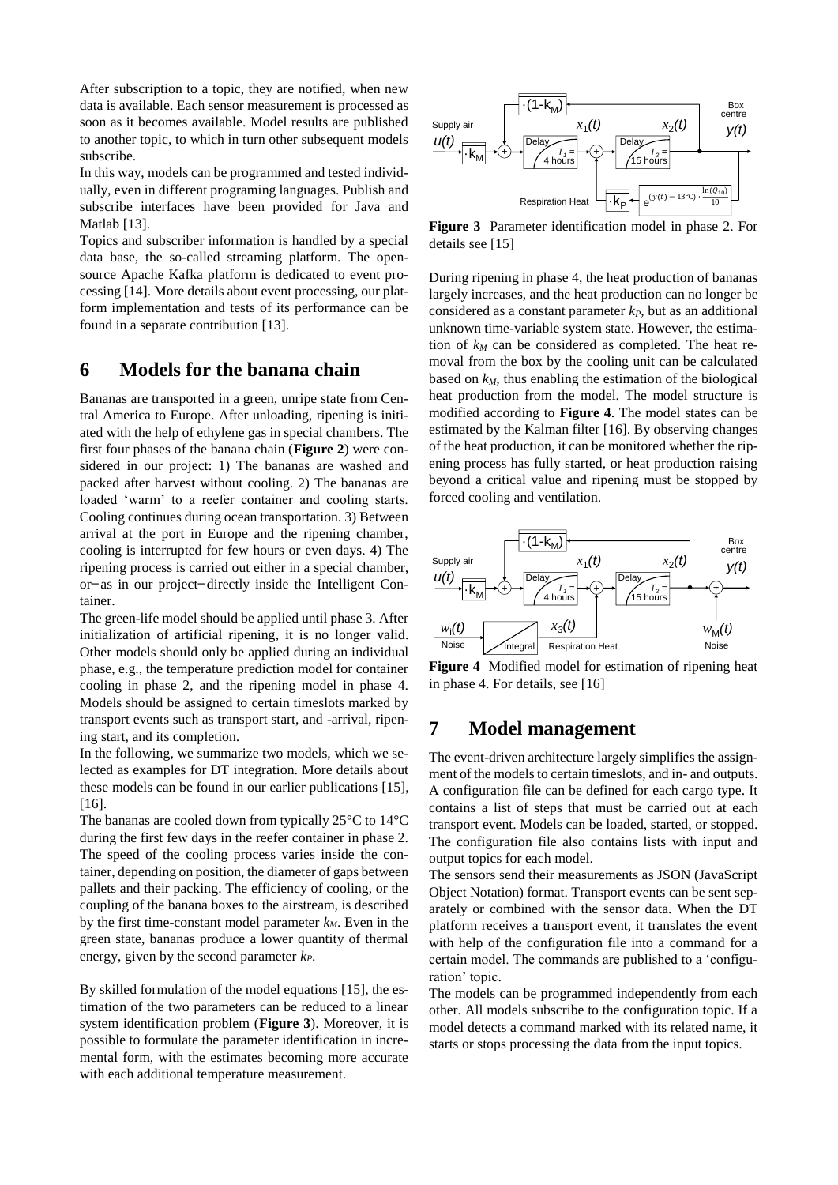After subscription to a topic, they are notified, when new data is available. Each sensor measurement is processed as soon as it becomes available. Model results are published to another topic, to which in turn other subsequent models subscribe.

In this way, models can be programmed and tested individually, even in different programing languages. Publish and subscribe interfaces have been provided for Java and Matlab [13].

Topics and subscriber information is handled by a special data base, the so-called streaming platform. The open-source Apache Kafka platform is dedicated to event processing [14]. More details about event processing, our platform implementation and tests of its performance can be found in a separate contribution [13].

# 6 Models for the banana chain

Bananas are transported in a green, unripe state from Central America to Europe. After unloading, ripening is initiated with the help of ethylene gas in special chambers. The first four phases of the banana chain (**Figure 2**) were considered in our project: 1) The bananas are washed and packed after harvest without cooling. 2) The bananas are loaded 'warm' to a reefer container and cooling starts. Cooling continues during ocean transportation. 3) Between arrival at the port in Europe and the ripening chamber, cooling is interrupted for few hours or even days. 4) The ripening process is carried out either in a special chamber, or−as in our project−directly inside the Intelligent Container.

The green-life model should be applied until phase 3. After initialization of artificial ripening, it is no longer valid. Other models should only be applied during an individual phase, e.g., the temperature prediction model for container cooling in phase 2, and the ripening model in phase 4. Models should be assigned to certain timeslots marked by transport events such as transport start, and -arrival, ripening start, and its completion.

In the following, we summarize two models, which we selected as examples for DT integration. More details about these models can be found in our earlier publications [15], [16].

The bananas are cooled down from typically 25°C to 14°C during the first few days in the reefer container in phase 2. The speed of the cooling process varies inside the container, depending on position, the diameter of gaps between pallets and their packing. The efficiency of cooling, or the coupling of the banana boxes to the airstream, is described by the first time-constant model parameter $k_M$. Even in the green state, bananas produce a lower quantity of thermal energy, given by the second parameter $k_P$.

By skilled formulation of the model equations [15], the estimation of the two parameters can be reduced to a linear system identification problem (**Figure 3**). Moreover, it is possible to formulate the parameter identification in incremental form, with the estimates becoming more accurate with each additional temperature measurement.

**Figure 3** Parameter identification model in phase 2. For details see [15]

During ripening in phase 4, the heat production of bananas largely increases, and the heat production can no longer be considered as a constant parameter $k_P$, but as an additional unknown time-variable system state. However, the estimation of $k_M$ can be considered as completed. The heat removal from the box by the cooling unit can be calculated based on $k_M$, thus enabling the estimation of the biological heat production from the model. The model structure is modified according to **Figure 4**. The model states can be estimated by the Kalman filter [16]. By observing changes of the heat production, it can be monitored whether the ripening process has fully started, or heat production raising beyond a critical value and ripening must be stopped by forced cooling and ventilation.

**Figure 4** Modified model for estimation of ripening heat in phase 4. For details, see [16]

# 7 Model management

The event-driven architecture largely simplifies the assignment of the models to certain timeslots, and in- and outputs. A configuration file can be defined for each cargo type. It contains a list of steps that must be carried out at each transport event. Models can be loaded, started, or stopped. The configuration file also contains lists with input and output topics for each model.

The sensors send their measurements as JSON (JavaScript Object Notation) format. Transport events can be sent separately or combined with the sensor data. When the DT platform receives a transport event, it translates the event with help of the configuration file into a command for a certain model. The commands are published to a 'configuration' topic.

The models can be programmed independently from each other. All models subscribe to the configuration topic. If a model detects a command marked with its related name, it starts or stops processing the data from the input topics.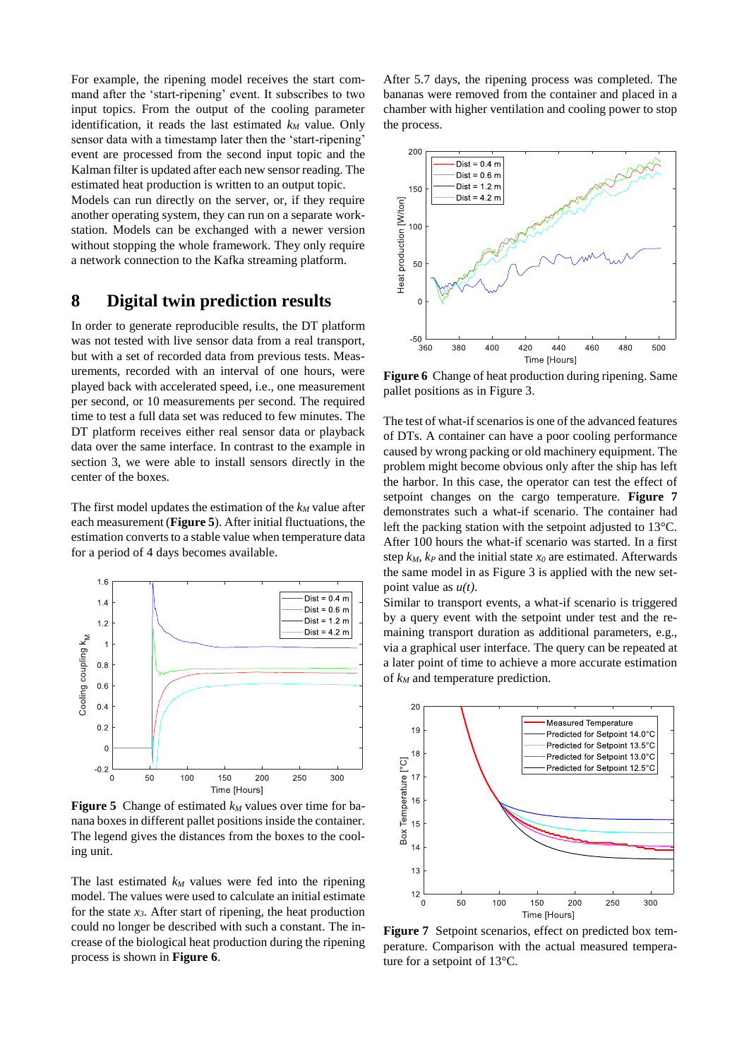For example, the ripening model receives the start command after the 'start-ripening' event. It subscribes to two input topics. From the output of the cooling parameter identification, it reads the last estimated $k_M$ value. Only sensor data with a timestamp later then the 'start-ripening' event are processed from the second input topic and the Kalman filter is updated after each new sensor reading. The estimated heat production is written to an output topic.

Models can run directly on the server, or, if they require another operating system, they can run on a separate workstation. Models can be exchanged with a newer version without stopping the whole framework. They only require a network connection to the Kafka streaming platform.

## 8 Digital twin prediction results

In order to generate reproducible results, the DT platform was not tested with live sensor data from a real transport, but with a set of recorded data from previous tests. Measurements, recorded with an interval of one hours, were played back with accelerated speed, i.e., one measurement per second, or 10 measurements per second. The required time to test a full data set was reduced to few minutes. The DT platform receives either real sensor data or playback data over the same interface. In contrast to the example in section 3, we were able to install sensors directly in the center of the boxes.

The first model updates the estimation of the $k_M$ value after each measurement (**Figure 5**). After initial fluctuations, the estimation converts to a stable value when temperature data for a period of 4 days becomes available.

**Figure 5** Change of estimated $k_M$ values over time for banana boxes in different pallet positions inside the container. The legend gives the distances from the boxes to the cooling unit.

The last estimated $k_M$ values were fed into the ripening model. The values were used to calculate an initial estimate for the state $x_3$. After start of ripening, the heat production could no longer be described with such a constant. The increase of the biological heat production during the ripening process is shown in **Figure 6**.

After 5.7 days, the ripening process was completed. The bananas were removed from the container and placed in a chamber with higher ventilation and cooling power to stop the process.

**Figure 6** Change of heat production during ripening. Same pallet positions as in Figure 3.

The test of what-if scenarios is one of the advanced features of DTs. A container can have a poor cooling performance caused by wrong packing or old machinery equipment. The problem might become obvious only after the ship has left the harbor. In this case, the operator can test the effect of setpoint changes on the cargo temperature. **Figure 7** demonstrates such a what-if scenario. The container had left the packing station with the setpoint adjusted to 13°C. After 100 hours the what-if scenario was started. In a first step $k_M$, $k_P$ and the initial state $x_0$ are estimated. Afterwards the same model in as Figure 3 is applied with the new setpoint value as $u(t)$.

Similar to transport events, a what-if scenario is triggered by a query event with the setpoint under test and the remaining transport duration as additional parameters, e.g., via a graphical user interface. The query can be repeated at a later point of time to achieve a more accurate estimation of $k_M$ and temperature prediction.

**Figure 7** Setpoint scenarios, effect on predicted box temperature. Comparison with the actual measured temperature for a setpoint of 13°C.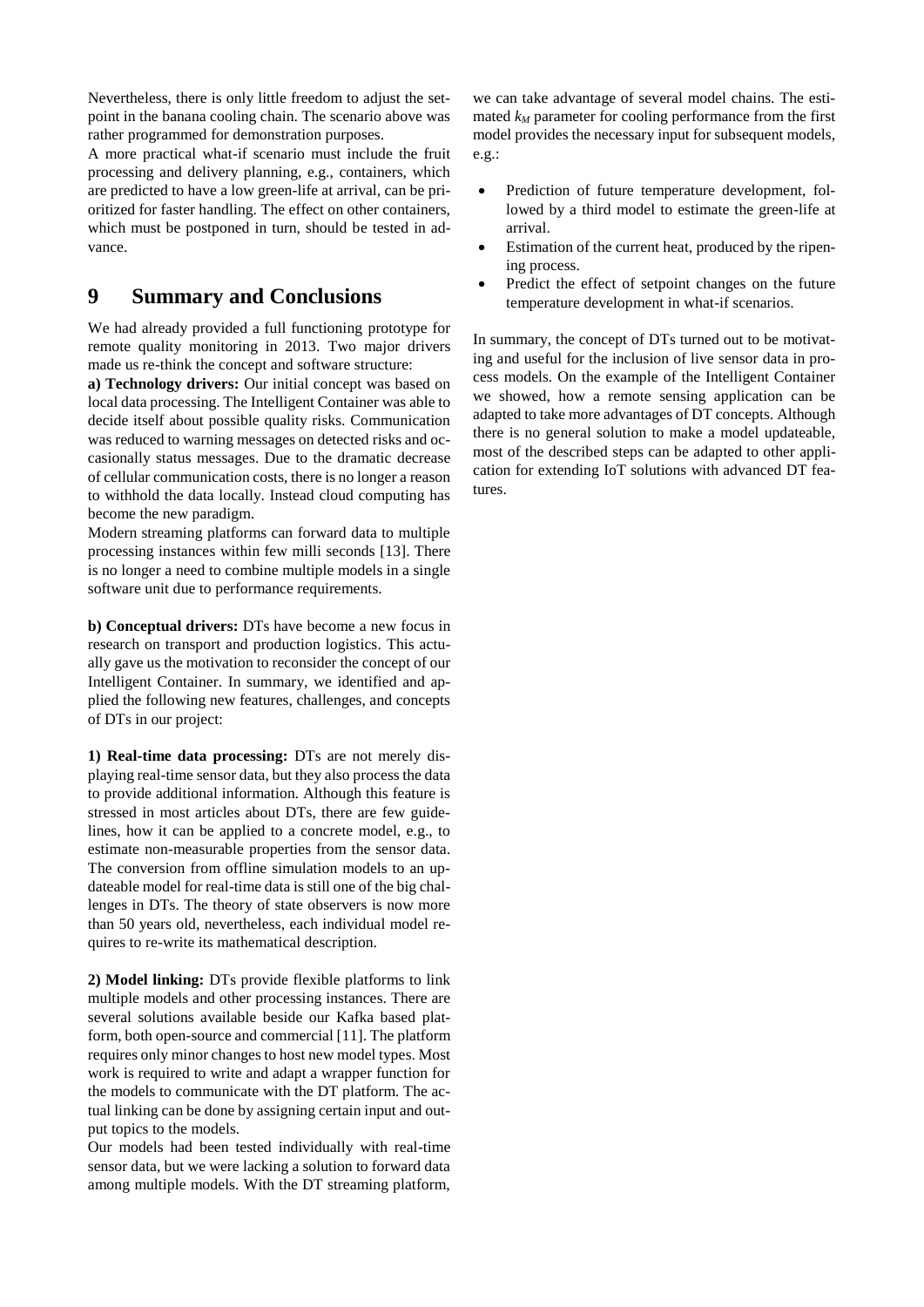Nevertheless, there is only little freedom to adjust the setpoint in the banana cooling chain. The scenario above was rather programmed for demonstration purposes.

A more practical what-if scenario must include the fruit processing and delivery planning, e.g., containers, which are predicted to have a low green-life at arrival, can be prioritized for faster handling. The effect on other containers, which must be postponed in turn, should be tested in advance.

# 9 Summary and Conclusions

We had already provided a full functioning prototype for remote quality monitoring in 2013. Two major drivers made us re-think the concept and software structure:

**a) Technology drivers:** Our initial concept was based on local data processing. The Intelligent Container was able to decide itself about possible quality risks. Communication was reduced to warning messages on detected risks and occasionally status messages. Due to the dramatic decrease of cellular communication costs, there is no longer a reason to withhold the data locally. Instead cloud computing has become the new paradigm.

Modern streaming platforms can forward data to multiple processing instances within few milli seconds [13]. There is no longer a need to combine multiple models in a single software unit due to performance requirements.

**b) Conceptual drivers:** DTs have become a new focus in research on transport and production logistics. This actually gave us the motivation to reconsider the concept of our Intelligent Container. In summary, we identified and applied the following new features, challenges, and concepts of DTs in our project:

**1) Real-time data processing:** DTs are not merely displaying real-time sensor data, but they also process the data to provide additional information. Although this feature is stressed in most articles about DTs, there are few guidelines, how it can be applied to a concrete model, e.g., to estimate non-measurable properties from the sensor data. The conversion from offline simulation models to an updateable model for real-time data is still one of the big challenges in DTs. The theory of state observers is now more than 50 years old, nevertheless, each individual model requires to re-write its mathematical description.

**2) Model linking:** DTs provide flexible platforms to link multiple models and other processing instances. There are several solutions available beside our Kafka based platform, both open-source and commercial [11]. The platform requires only minor changes to host new model types. Most work is required to write and adapt a wrapper function for the models to communicate with the DT platform. The actual linking can be done by assigning certain input and output topics to the models.

Our models had been tested individually with real-time sensor data, but we were lacking a solution to forward data among multiple models. With the DT streaming platform, we can take advantage of several model chains. The estimated $k_M$ parameter for cooling performance from the first model provides the necessary input for subsequent models, e.g.:

- Prediction of future temperature development, followed by a third model to estimate the green-life at arrival.
- Estimation of the current heat, produced by the ripening process.
- Predict the effect of setpoint changes on the future temperature development in what-if scenarios.

In summary, the concept of DTs turned out to be motivating and useful for the inclusion of live sensor data in process models. On the example of the Intelligent Container we showed, how a remote sensing application can be adapted to take more advantages of DT concepts. Although there is no general solution to make a model updateable, most of the described steps can be adapted to other application for extending IoT solutions with advanced DT features.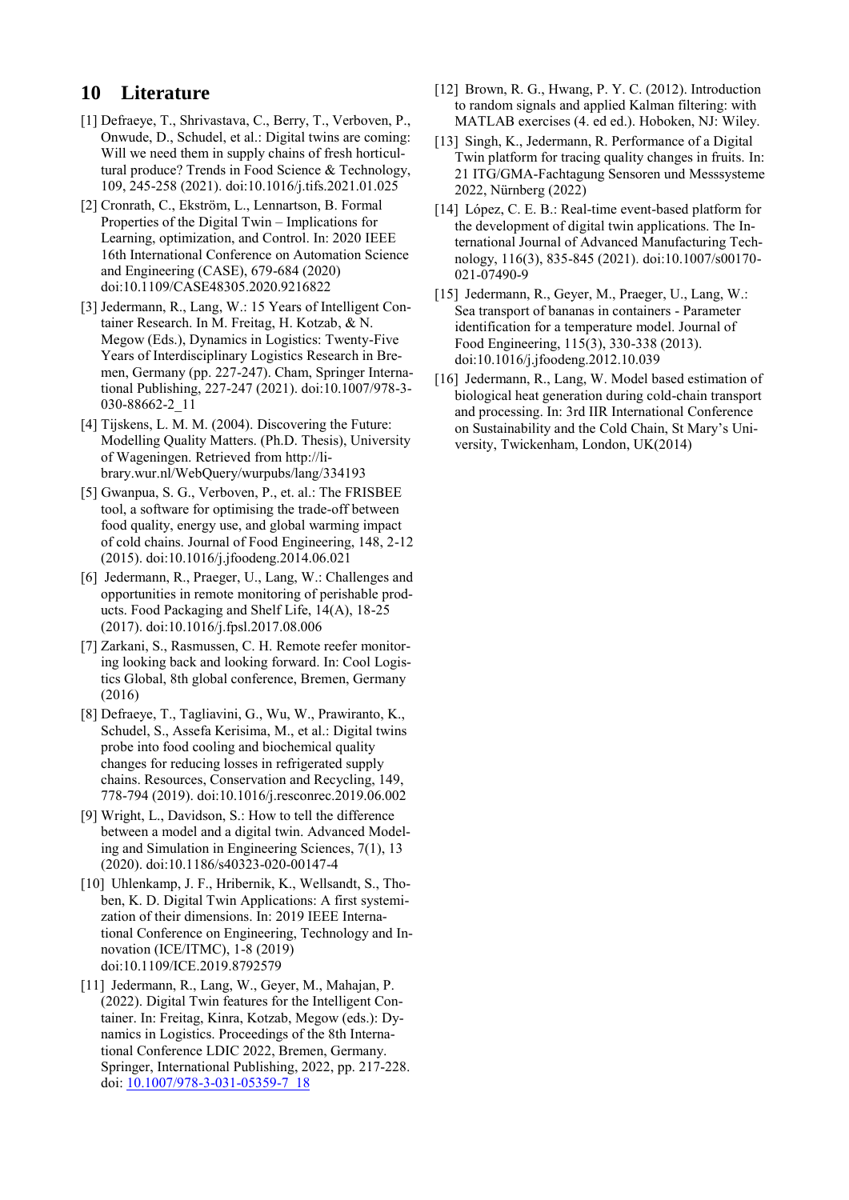## 10 Literature

[1] Defraeye, T., Shrivastava, C., Berry, T., Verboven, P., Onwude, D., Schudel, et al.: Digital twins are coming: Will we need them in supply chains of fresh horticultural produce? Trends in Food Science & Technology, 109, 245-258 (2021). doi:10.1016/j.tifs.2021.01.025

[2] Cronrath, C., Ekström, L., Lennartson, B. Formal Properties of the Digital Twin – Implications for Learning, optimization, and Control. In: 2020 IEEE 16th International Conference on Automation Science and Engineering (CASE), 679-684 (2020) doi:10.1109/CASE48305.2020.9216822

[3] Jedermann, R., Lang, W.: 15 Years of Intelligent Container Research. In M. Freitag, H. Kotzab, & N. Megow (Eds.), Dynamics in Logistics: Twenty-Five Years of Interdisciplinary Logistics Research in Bremen, Germany (pp. 227-247). Cham, Springer International Publishing, 227-247 (2021). doi:10.1007/978-3-030-88662-2_11

[4] Tijskens, L. M. M. (2004). Discovering the Future: Modelling Quality Matters. (Ph.D. Thesis), University of Wageningen. Retrieved from http://library.wur.nl/WebQuery/wurpubs/lang/334193

[5] Gwanpua, S. G., Verboven, P., et. al.: The FRISBEE tool, a software for optimising the trade-off between food quality, energy use, and global warming impact of cold chains. Journal of Food Engineering, 148, 2-12 (2015). doi:10.1016/j.jfoodeng.2014.06.021

[6] Jedermann, R., Praeger, U., Lang, W.: Challenges and opportunities in remote monitoring of perishable products. Food Packaging and Shelf Life, 14(A), 18-25 (2017). doi:10.1016/j.fpsl.2017.08.006

[7] Zarkani, S., Rasmussen, C. H. Remote reefer monitoring looking back and looking forward. In: Cool Logistics Global, 8th global conference, Bremen, Germany (2016)

[8] Defraeye, T., Tagliavini, G., Wu, W., Prawiranto, K., Schudel, S., Assefa Kerisima, M., et al.: Digital twins probe into food cooling and biochemical quality changes for reducing losses in refrigerated supply chains. Resources, Conservation and Recycling, 149, 778-794 (2019). doi:10.1016/j.resconrec.2019.06.002

[9] Wright, L., Davidson, S.: How to tell the difference between a model and a digital twin. Advanced Modeling and Simulation in Engineering Sciences, 7(1), 13 (2020). doi:10.1186/s40323-020-00147-4

[10] Uhlenkamp, J. F., Hribernik, K., Wellsandt, S., Thoben, K. D. Digital Twin Applications: A first systemization of their dimensions. In: 2019 IEEE International Conference on Engineering, Technology and Innovation (ICE/ITMC), 1-8 (2019) doi:10.1109/ICE.2019.8792579

[11] Jedermann, R., Lang, W., Geyer, M., Mahajan, P. (2022). Digital Twin features for the Intelligent Container. In: Freitag, Kinra, Kotzab, Megow (eds.): Dynamics in Logistics. Proceedings of the 8th International Conference LDIC 2022, Bremen, Germany. Springer, International Publishing, 2022, pp. 217-228. doi: 10.1007/978-3-031-05359-7_18

[12] Brown, R. G., Hwang, P. Y. C. (2012). Introduction to random signals and applied Kalman filtering: with MATLAB exercises (4. ed ed.). Hoboken, NJ: Wiley.

[13] Singh, K., Jedermann, R. Performance of a Digital Twin platform for tracing quality changes in fruits. In: 21 ITG/GMA-Fachtagung Sensoren und Messsysteme 2022, Nürnberg (2022)

[14] López, C. E. B.: Real-time event-based platform for the development of digital twin applications. The International Journal of Advanced Manufacturing Technology, 116(3), 835-845 (2021). doi:10.1007/s00170-021-07490-9

[15] Jedermann, R., Geyer, M., Praeger, U., Lang, W.: Sea transport of bananas in containers - Parameter identification for a temperature model. Journal of Food Engineering, 115(3), 330-338 (2013). doi:10.1016/j.jfoodeng.2012.10.039

[16] Jedermann, R., Lang, W. Model based estimation of biological heat generation during cold-chain transport and processing. In: 3rd IIR International Conference on Sustainability and the Cold Chain, St Mary's University, Twickenham, London, UK(2014)